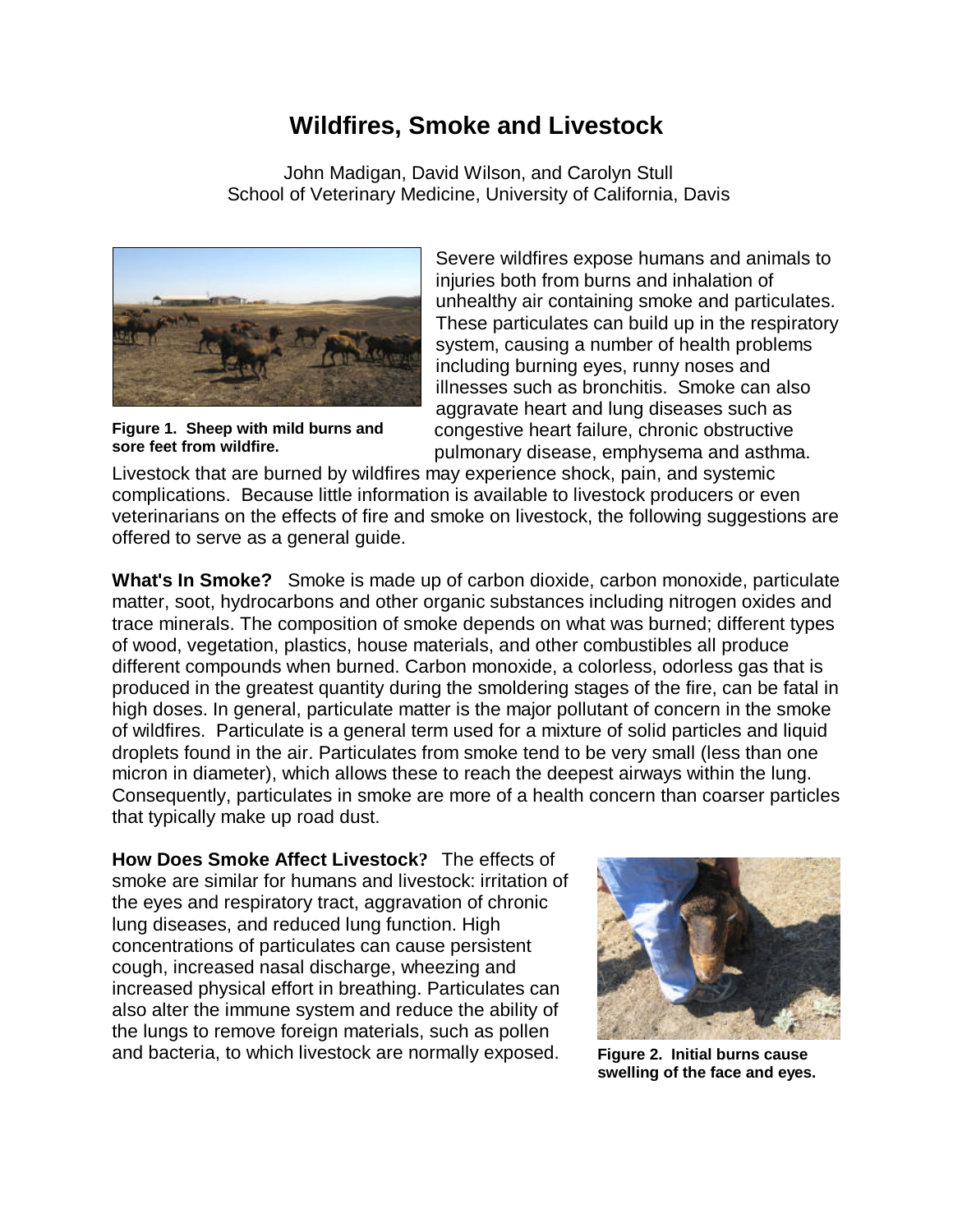# Wildfires, Smoke and Livestock

John Madigan, David Wilson, and Carolyn Stull
School of Veterinary Medicine, University of California, Davis

**Figure 1. Sheep with mild burns and sore feet from wildfire.**

Severe wildfires expose humans and animals to injuries both from burns and inhalation of unhealthy air containing smoke and particulates. These particulates can build up in the respiratory system, causing a number of health problems including burning eyes, runny noses and illnesses such as bronchitis. Smoke can also aggravate heart and lung diseases such as congestive heart failure, chronic obstructive pulmonary disease, emphysema and asthma. Livestock that are burned by wildfires may experience shock, pain, and systemic complications. Because little information is available to livestock producers or even veterinarians on the effects of fire and smoke on livestock, the following suggestions are offered to serve as a general guide.

**What's In Smoke?** Smoke is made up of carbon dioxide, carbon monoxide, particulate matter, soot, hydrocarbons and other organic substances including nitrogen oxides and trace minerals. The composition of smoke depends on what was burned; different types of wood, vegetation, plastics, house materials, and other combustibles all produce different compounds when burned. Carbon monoxide, a colorless, odorless gas that is produced in the greatest quantity during the smoldering stages of the fire, can be fatal in high doses. In general, particulate matter is the major pollutant of concern in the smoke of wildfires. Particulate is a general term used for a mixture of solid particles and liquid droplets found in the air. Particulates from smoke tend to be very small (less than one micron in diameter), which allows these to reach the deepest airways within the lung. Consequently, particulates in smoke are more of a health concern than coarser particles that typically make up road dust.

**How Does Smoke Affect Livestock?** The effects of smoke are similar for humans and livestock: irritation of the eyes and respiratory tract, aggravation of chronic lung diseases, and reduced lung function. High concentrations of particulates can cause persistent cough, increased nasal discharge, wheezing and increased physical effort in breathing. Particulates can also alter the immune system and reduce the ability of the lungs to remove foreign materials, such as pollen and bacteria, to which livestock are normally exposed.

**Figure 2. Initial burns cause swelling of the face and eyes.**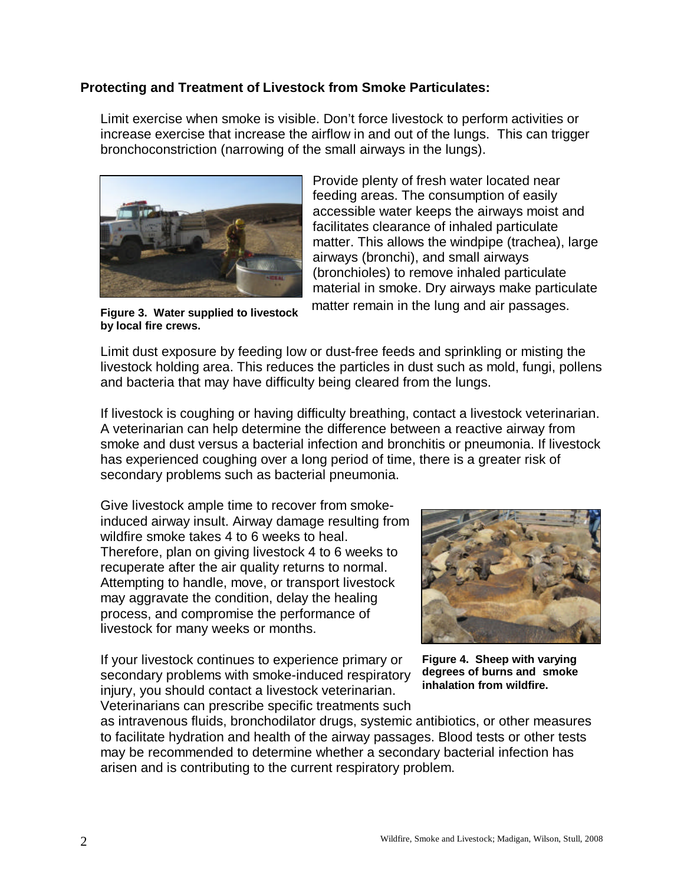**Protecting and Treatment of Livestock from Smoke Particulates:**

Limit exercise when smoke is visible. Don't force livestock to perform activities or increase exercise that increase the airflow in and out of the lungs. This can trigger bronchoconstriction (narrowing of the small airways in the lungs).

Provide plenty of fresh water located near feeding areas. The consumption of easily accessible water keeps the airways moist and facilitates clearance of inhaled particulate matter. This allows the windpipe (trachea), large airways (bronchi), and small airways (bronchioles) to remove inhaled particulate material in smoke. Dry airways make particulate matter remain in the lung and air passages.

**Figure 3. Water supplied to livestock by local fire crews.**

Limit dust exposure by feeding low or dust-free feeds and sprinkling or misting the livestock holding area. This reduces the particles in dust such as mold, fungi, pollens and bacteria that may have difficulty being cleared from the lungs.

If livestock is coughing or having difficulty breathing, contact a livestock veterinarian. A veterinarian can help determine the difference between a reactive airway from smoke and dust versus a bacterial infection and bronchitis or pneumonia. If livestock has experienced coughing over a long period of time, there is a greater risk of secondary problems such as bacterial pneumonia.

Give livestock ample time to recover from smoke-induced airway insult. Airway damage resulting from wildfire smoke takes 4 to 6 weeks to heal. Therefore, plan on giving livestock 4 to 6 weeks to recuperate after the air quality returns to normal. Attempting to handle, move, or transport livestock may aggravate the condition, delay the healing process, and compromise the performance of livestock for many weeks or months.

**Figure 4. Sheep with varying degrees of burns and smoke inhalation from wildfire.**

If your livestock continues to experience primary or secondary problems with smoke-induced respiratory injury, you should contact a livestock veterinarian. Veterinarians can prescribe specific treatments such as intravenous fluids, bronchodilator drugs, systemic antibiotics, or other measures to facilitate hydration and health of the airway passages. Blood tests or other tests may be recommended to determine whether a secondary bacterial infection has arisen and is contributing to the current respiratory problem.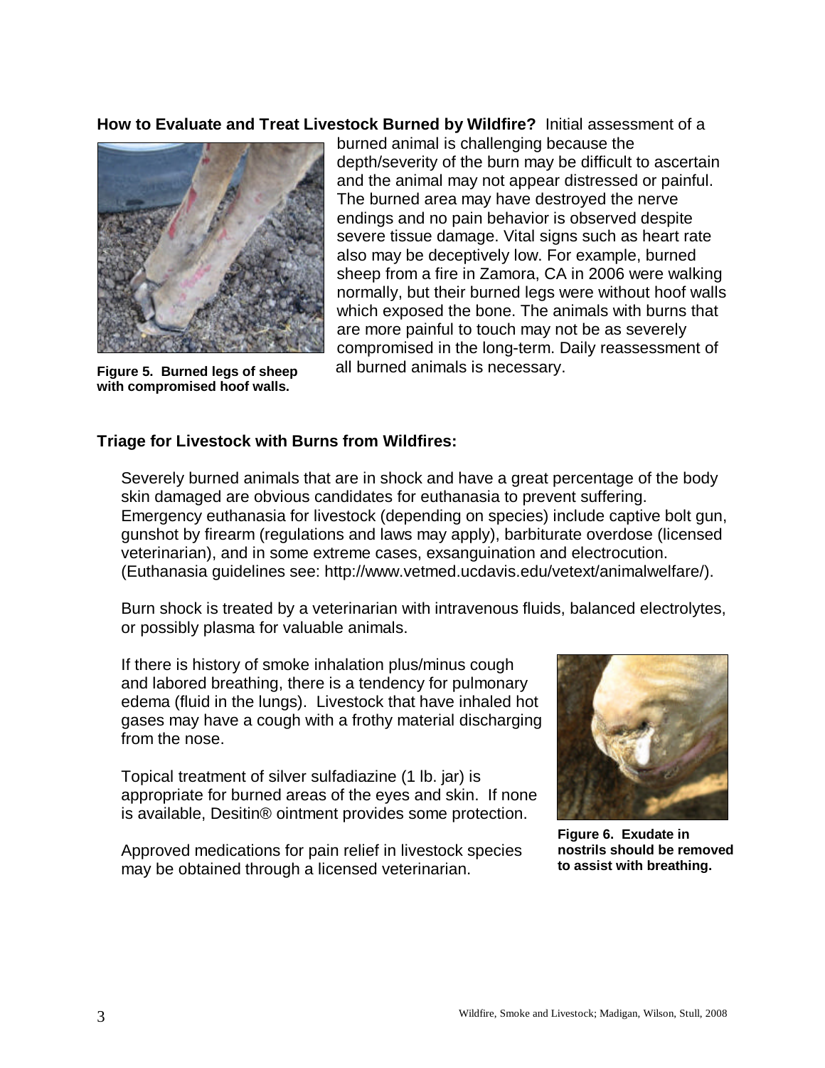**How to Evaluate and Treat Livestock Burned by Wildfire?** Initial assessment of a burned animal is challenging because the depth/severity of the burn may be difficult to ascertain and the animal may not appear distressed or painful. The burned area may have destroyed the nerve endings and no pain behavior is observed despite severe tissue damage. Vital signs such as heart rate also may be deceptively low. For example, burned sheep from a fire in Zamora, CA in 2006 were walking normally, but their burned legs were without hoof walls which exposed the bone. The animals with burns that are more painful to touch may not be as severely compromised in the long-term. Daily reassessment of all burned animals is necessary.

**Figure 5. Burned legs of sheep with compromised hoof walls.**

**Triage for Livestock with Burns from Wildfires:**

Severely burned animals that are in shock and have a great percentage of the body skin damaged are obvious candidates for euthanasia to prevent suffering. Emergency euthanasia for livestock (depending on species) include captive bolt gun, gunshot by firearm (regulations and laws may apply), barbiturate overdose (licensed veterinarian), and in some extreme cases, exsanguination and electrocution. (Euthanasia guidelines see: http://www.vetmed.ucdavis.edu/vetext/animalwelfare/).

Burn shock is treated by a veterinarian with intravenous fluids, balanced electrolytes, or possibly plasma for valuable animals.

If there is history of smoke inhalation plus/minus cough and labored breathing, there is a tendency for pulmonary edema (fluid in the lungs). Livestock that have inhaled hot gases may have a cough with a frothy material discharging from the nose.

Topical treatment of silver sulfadiazine (1 lb. jar) is appropriate for burned areas of the eyes and skin. If none is available, Desitin® ointment provides some protection.

Approved medications for pain relief in livestock species may be obtained through a licensed veterinarian.

**Figure 6. Exudate in nostrils should be removed to assist with breathing.**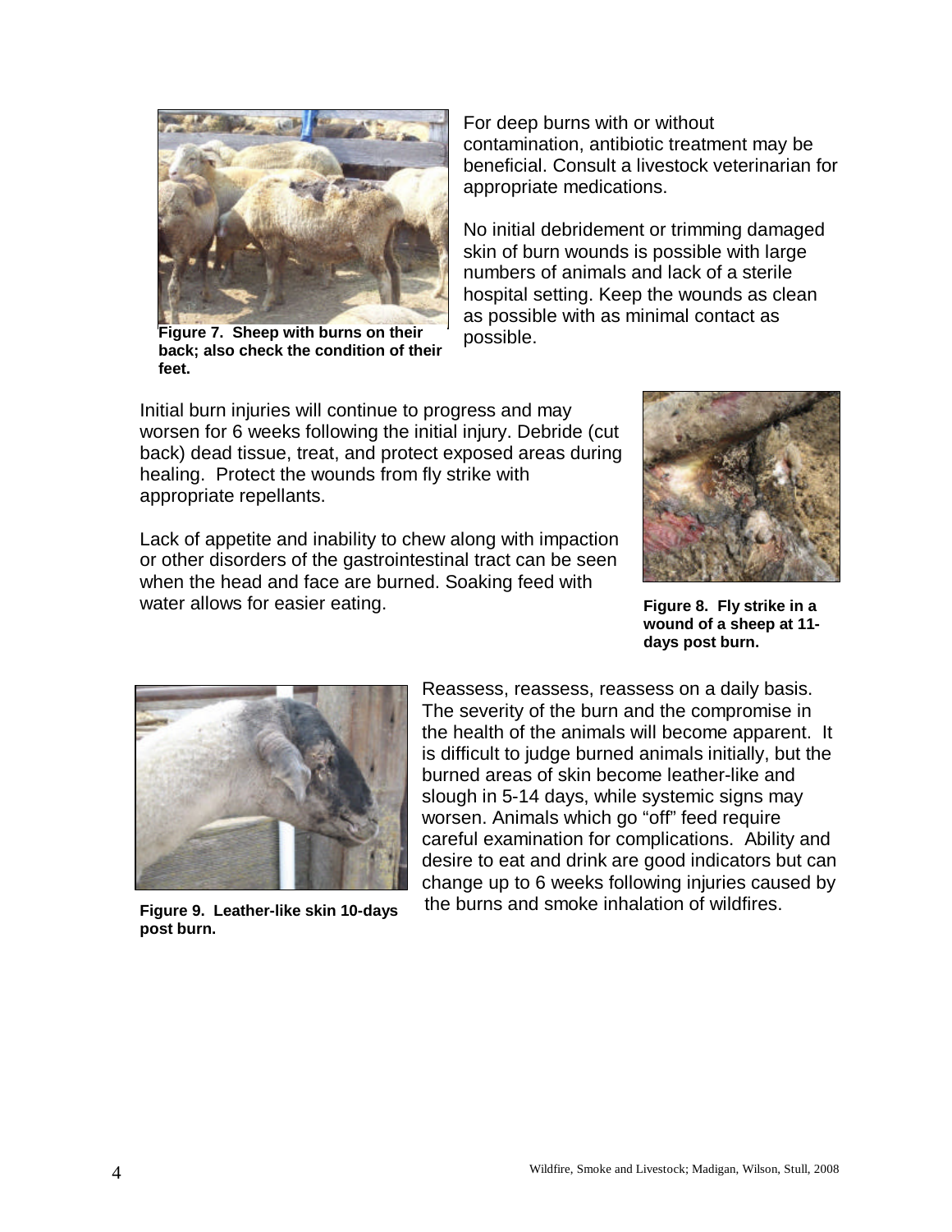Figure 7. Sheep with burns on their back; also check the condition of their feet.

For deep burns with or without contamination, antibiotic treatment may be beneficial. Consult a livestock veterinarian for appropriate medications.

No initial debridement or trimming damaged skin of burn wounds is possible with large numbers of animals and lack of a sterile hospital setting. Keep the wounds as clean as possible with as minimal contact as possible.

Initial burn injuries will continue to progress and may worsen for 6 weeks following the initial injury. Debride (cut back) dead tissue, treat, and protect exposed areas during healing. Protect the wounds from fly strike with appropriate repellants.

Lack of appetite and inability to chew along with impaction or other disorders of the gastrointestinal tract can be seen when the head and face are burned. Soaking feed with water allows for easier eating.

Figure 8. Fly strike in a wound of a sheep at 11-days post burn.

Reassess, reassess, reassess on a daily basis. The severity of the burn and the compromise in the health of the animals will become apparent. It is difficult to judge burned animals initially, but the burned areas of skin become leather-like and slough in 5-14 days, while systemic signs may worsen. Animals which go "off" feed require careful examination for complications. Ability and desire to eat and drink are good indicators but can change up to 6 weeks following injuries caused by the burns and smoke inhalation of wildfires.

Figure 9. Leather-like skin 10-days post burn.